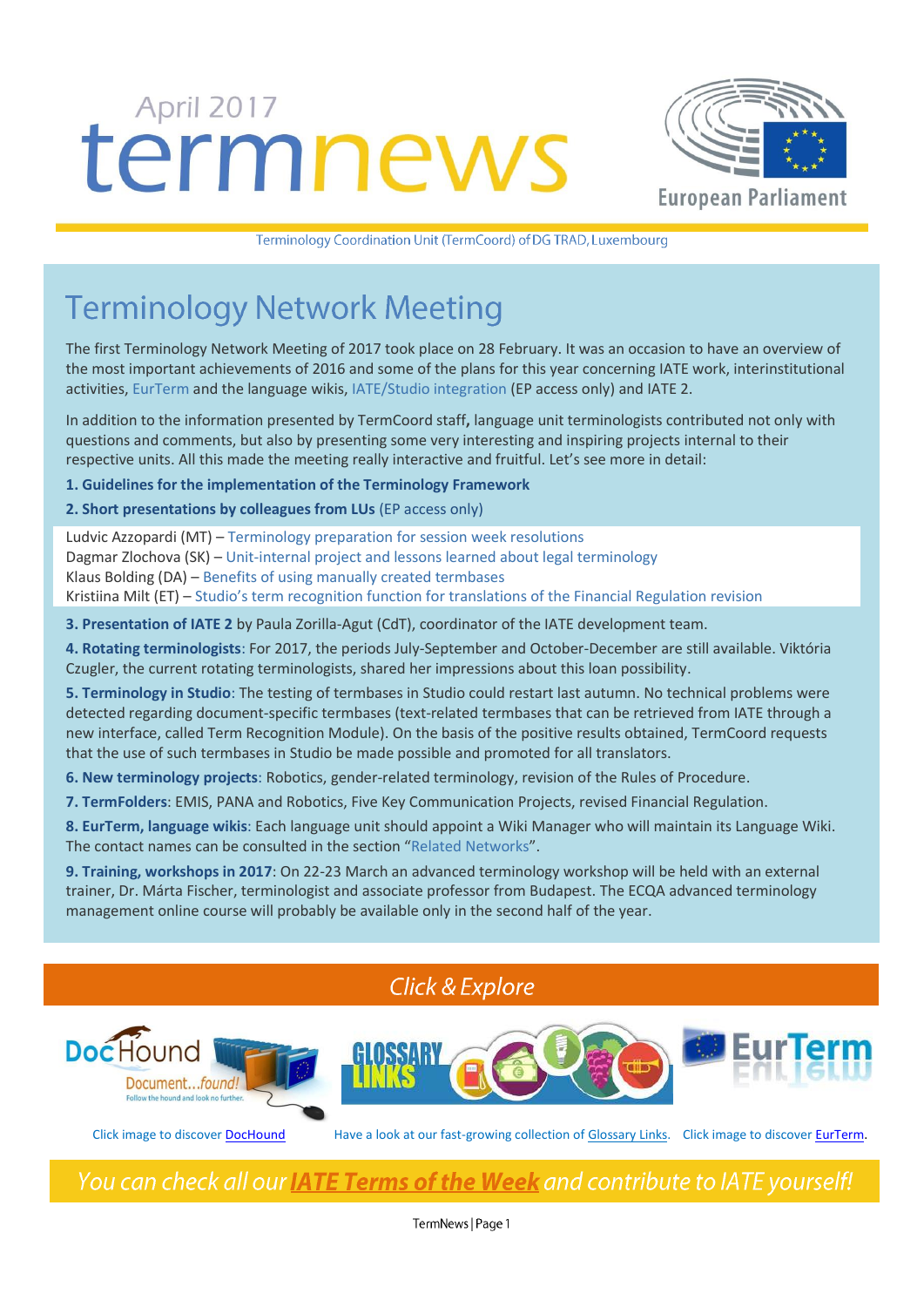April 2017

# termnews

European Parliament

Terminology Coordination Unit (TermCoord) of DG TRAD, Luxembourg

## Terminology Network Meeting

The first Terminology Network Meeting of 2017 took place on 28 February. It was an occasion to have an overview of the most important achievements of 2016 and some of the plans for this year concerning IATE work, interinstitutional activities, EurTerm and the language wikis, IATE/Studio integration (EP access only) and IATE 2.

In addition to the information presented by TermCoord staff**,** language unit terminologists contributed not only with questions and comments, but also by presenting some very interesting and inspiring projects internal to their respective units. All this made the meeting really interactive and fruitful. Let's see more in detail:

**1. Guidelines for the implementation of the Terminology Framework**

**2. Short presentations by colleagues from LUs** (EP access only)

Ludvic Azzopardi (MT) – Terminology preparation for session week resolutions
Dagmar Zlochova (SK) – Unit-internal project and lessons learned about legal terminology
Klaus Bolding (DA) – Benefits of using manually created termbases
Kristiina Milt (ET) – Studio's term recognition function for translations of the Financial Regulation revision

**3. Presentation of IATE 2** by Paula Zorilla-Agut (CdT), coordinator of the IATE development team.

**4. Rotating terminologists**: For 2017, the periods July-September and October-December are still available. Viktória Czugler, the current rotating terminologists, shared her impressions about this loan possibility.

**5. Terminology in Studio**: The testing of termbases in Studio could restart last autumn. No technical problems were detected regarding document-specific termbases (text-related termbases that can be retrieved from IATE through a new interface, called Term Recognition Module). On the basis of the positive results obtained, TermCoord requests that the use of such termbases in Studio be made possible and promoted for all translators.

**6. New terminology projects**: Robotics, gender-related terminology, revision of the Rules of Procedure.

**7. TermFolders**: EMIS, PANA and Robotics, Five Key Communication Projects, revised Financial Regulation.

**8. EurTerm, language wikis**: Each language unit should appoint a Wiki Manager who will maintain its Language Wiki. The contact names can be consulted in the section "Related Networks".

**9. Training, workshops in 2017**: On 22-23 March an advanced terminology workshop will be held with an external trainer, Dr. Márta Fischer, terminologist and associate professor from Budapest. The ECQA advanced terminology management online course will probably be available only in the second half of the year.

## *Click & Explore*

Click image to discover DocHound

Have a look at our fast-growing collection of Glossary Links.

Click image to discover EurTerm.

*You can check all our **IATE Terms of the Week** and contribute to IATE yourself!*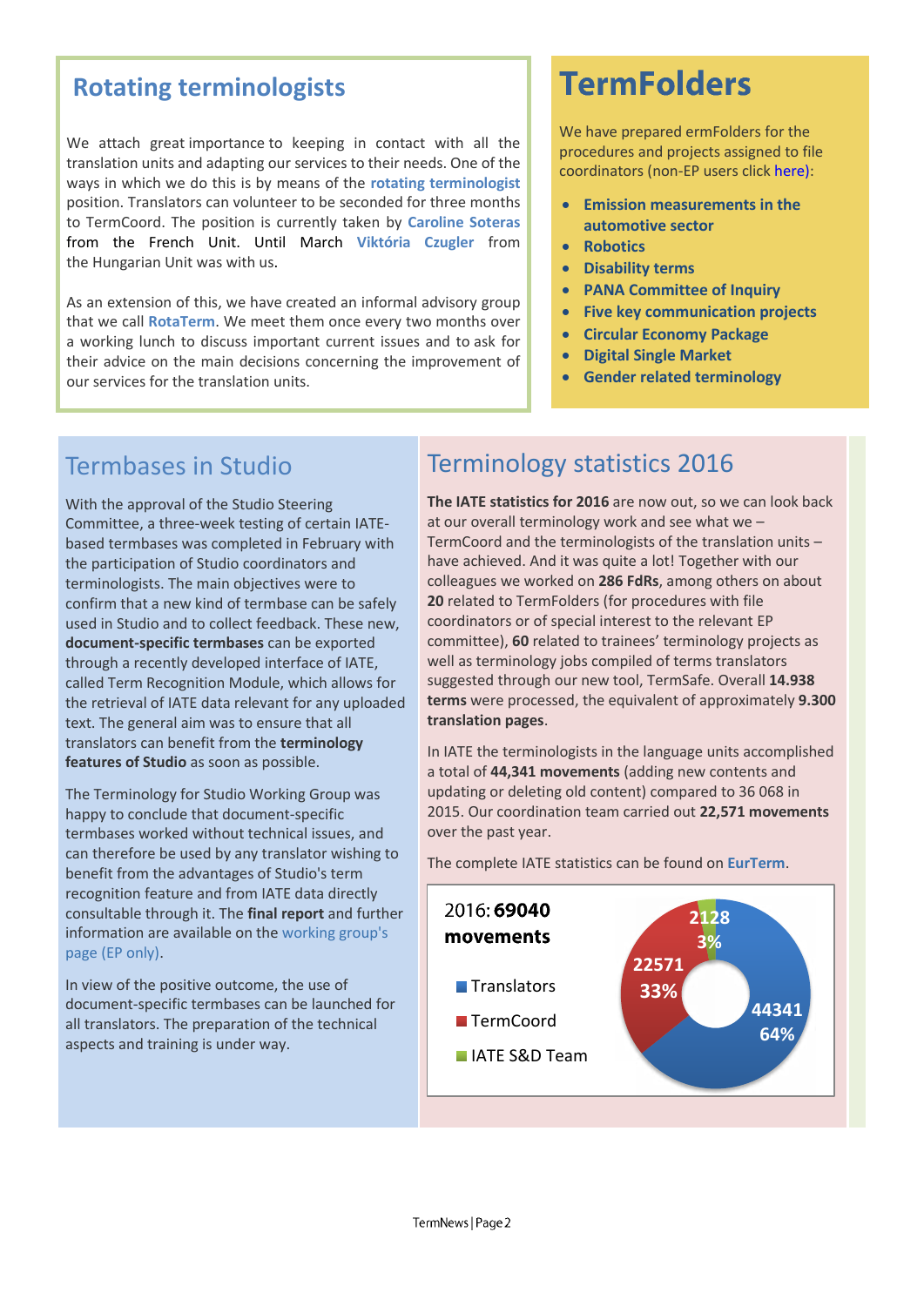## Rotating terminologists

We attach great importance to keeping in contact with all the translation units and adapting our services to their needs. One of the ways in which we do this is by means of the **rotating terminologist** position. Translators can volunteer to be seconded for three months to TermCoord. The position is currently taken by **Caroline Soteras** from the French Unit. Until March **Viktória Czugler** from the Hungarian Unit was with us.

As an extension of this, we have created an informal advisory group that we call **RotaTerm**. We meet them once every two months over a working lunch to discuss important current issues and to ask for their advice on the main decisions concerning the improvement of our services for the translation units.

# TermFolders

We have prepared ermFolders for the procedures and projects assigned to file coordinators (non-EP users click here):

- **Emission measurements in the automotive sector**
- **Robotics**
- **Disability terms**
- **PANA Committee of Inquiry**
- **Five key communication projects**
- **Circular Economy Package**
- **Digital Single Market**
- **Gender related terminology**

## Termbases in Studio

With the approval of the Studio Steering Committee, a three-week testing of certain IATE-based termbases was completed in February with the participation of Studio coordinators and terminologists. The main objectives were to confirm that a new kind of termbase can be safely used in Studio and to collect feedback. These new, **document-specific termbases** can be exported through a recently developed interface of IATE, called Term Recognition Module, which allows for the retrieval of IATE data relevant for any uploaded text. The general aim was to ensure that all translators can benefit from the **terminology features of Studio** as soon as possible.

The Terminology for Studio Working Group was happy to conclude that document-specific termbases worked without technical issues, and can therefore be used by any translator wishing to benefit from the advantages of Studio's term recognition feature and from IATE data directly consultable through it. The **final report** and further information are available on the working group's page (EP only).

In view of the positive outcome, the use of document-specific termbases can be launched for all translators. The preparation of the technical aspects and training is under way.

## Terminology statistics 2016

**The IATE statistics for 2016** are now out, so we can look back at our overall terminology work and see what we – TermCoord and the terminologists of the translation units – have achieved. And it was quite a lot! Together with our colleagues we worked on **286 FdRs**, among others on about **20** related to TermFolders (for procedures with file coordinators or of special interest to the relevant EP committee), **60** related to trainees' terminology projects as well as terminology jobs compiled of terms translators suggested through our new tool, TermSafe. Overall **14.938 terms** were processed, the equivalent of approximately **9.300 translation pages**.

In IATE the terminologists in the language units accomplished a total of **44,341 movements** (adding new contents and updating or deleting old content) compared to 36 068 in 2015. Our coordination team carried out **22,571 movements** over the past year.

The complete IATE statistics can be found on **EurTerm**.

2016: **69040 movements**

| Category | Movements | Share |
|---|---|---|
| Translators | 44341 | 64% |
| TermCoord | 22571 | 33% |
| IATE S&D Team | 2128 | 3% |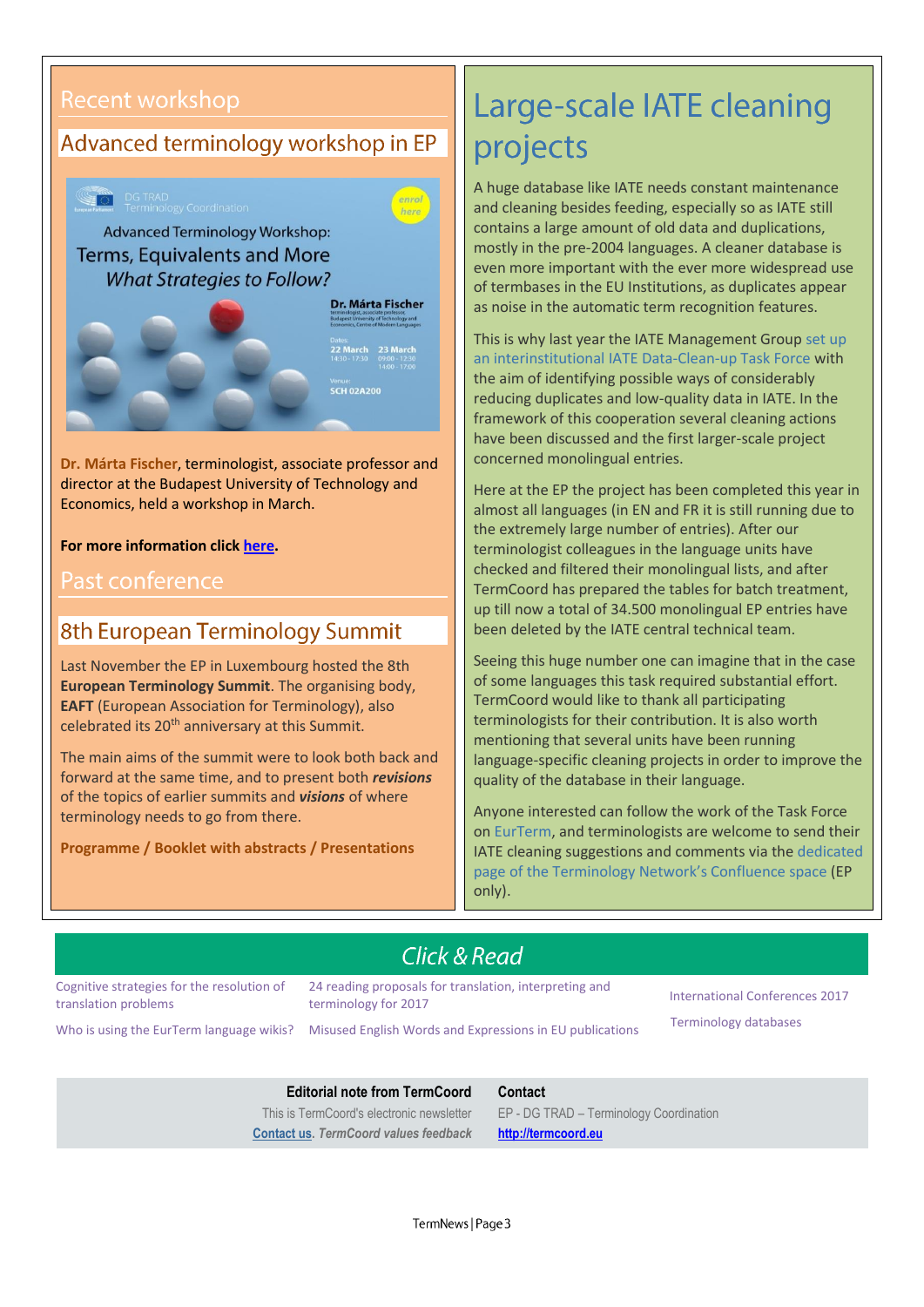## Recent workshop

### Advanced terminology workshop in EP

DG TRAD
Terminology Coordination

enrol here

Advanced Terminology Workshop:
Terms, Equivalents and More
*What Strategies to Follow?*

Dr. Márta Fischer

Dates:
22 March 14:30 - 17:30
23 March 09:00 - 12:30 14:00 - 17:00

Venue:
SCH 02A200

**Dr. Márta Fischer**, terminologist, associate professor and director at the Budapest University of Technology and Economics, held a workshop in March.

**For more information click here.**

## Past conference

### 8th European Terminology Summit

Last November the EP in Luxembourg hosted the 8th **European Terminology Summit**. The organising body, **EAFT** (European Association for Terminology), also celebrated its 20th anniversary at this Summit.

The main aims of the summit were to look both back and forward at the same time, and to present both ***revisions*** of the topics of earlier summits and ***visions*** of where terminology needs to go from there.

**Programme / Booklet with abstracts / Presentations**

# Large-scale IATE cleaning projects

A huge database like IATE needs constant maintenance and cleaning besides feeding, especially so as IATE still contains a large amount of old data and duplications, mostly in the pre-2004 languages. A cleaner database is even more important with the ever more widespread use of termbases in the EU Institutions, as duplicates appear as noise in the automatic term recognition features.

This is why last year the IATE Management Group set up an interinstitutional IATE Data-Clean-up Task Force with the aim of identifying possible ways of considerably reducing duplicates and low-quality data in IATE. In the framework of this cooperation several cleaning actions have been discussed and the first larger-scale project concerned monolingual entries.

Here at the EP the project has been completed this year in almost all languages (in EN and FR it is still running due to the extremely large number of entries). After our terminologist colleagues in the language units have checked and filtered their monolingual lists, and after TermCoord has prepared the tables for batch treatment, up till now a total of 34.500 monolingual EP entries have been deleted by the IATE central technical team.

Seeing this huge number one can imagine that in the case of some languages this task required substantial effort. TermCoord would like to thank all participating terminologists for their contribution. It is also worth mentioning that several units have been running language-specific cleaning projects in order to improve the quality of the database in their language.

Anyone interested can follow the work of the Task Force on EurTerm, and terminologists are welcome to send their IATE cleaning suggestions and comments via the dedicated page of the Terminology Network's Confluence space (EP only).

## *Click & Read*

- Cognitive strategies for the resolution of translation problems
- 24 reading proposals for translation, interpreting and terminology for 2017
- International Conferences 2017
- Who is using the EurTerm language wikis?
- Misused English Words and Expressions in EU publications
- Terminology databases

**Editorial note from TermCoord**
This is TermCoord's electronic newsletter
**Contact us**. ***TermCoord values feedback***

**Contact**
EP - DG TRAD – Terminology Coordination
**http://termcoord.eu**